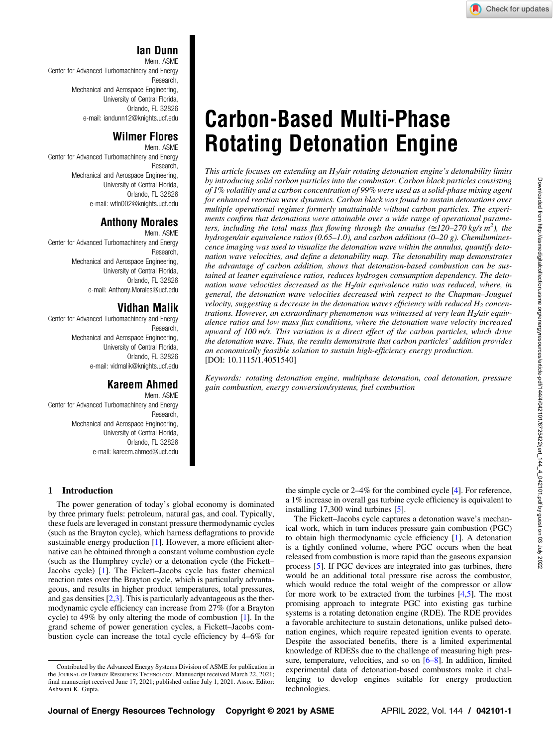# Carbon-Based Multi-Phase Rotating Detonation Engine

**Ian Dunn**
Mem. ASME
Center for Advanced Turbomachinery and Energy Research,
Mechanical and Aerospace Engineering,
University of Central Florida,
Orlando, FL 32826
e-mail: iandunn12@knights.ucf.edu

**Wilmer Flores**
Mem. ASME
Center for Advanced Turbomachinery and Energy Research,
Mechanical and Aerospace Engineering,
University of Central Florida,
Orlando, FL 32826
e-mail: wflo002@knights.ucf.edu

**Anthony Morales**
Mem. ASME
Center for Advanced Turbomachinery and Energy Research,
Mechanical and Aerospace Engineering,
University of Central Florida,
Orlando, FL 32826
e-mail: Anthony.Morales@ucf.edu

**Vidhan Malik**
Mem. ASME
Center for Advanced Turbomachinery and Energy Research,
Mechanical and Aerospace Engineering,
University of Central Florida,
Orlando, FL 32826
e-mail: vidmalik@knights.ucf.edu

**Kareem Ahmed**
Mem. ASME
Center for Advanced Turbomachinery and Energy Research,
Mechanical and Aerospace Engineering,
University of Central Florida,
Orlando, FL 32826
e-mail: kareem.ahmed@ucf.edu

*This article focuses on extending an $H_2$/air rotating detonation engine's detonability limits by introducing solid carbon particles into the combustor. Carbon black particles consisting of 1% volatility and a carbon concentration of 99% were used as a solid-phase mixing agent for enhanced reaction wave dynamics. Carbon black was found to sustain detonations over multiple operational regimes formerly unattainable without carbon particles. The experiments confirm that detonations were attainable over a wide range of operational parameters, including the total mass flux flowing through the annulus (≅120–270 kg/s m$^2$), the hydrogen/air equivalence ratios (0.65–1.0), and carbon additions (0–20 g). Chemiluminescence imaging was used to visualize the detonation wave within the annulus, quantify detonation wave velocities, and define a detonability map. The detonability map demonstrates the advantage of carbon addition, shows that detonation-based combustion can be sustained at leaner equivalence ratios, reduces hydrogen consumption dependency. The detonation wave velocities decreased as the $H_2$/air equivalence ratio was reduced, where, in general, the detonation wave velocities decreased with respect to the Chapman–Jouguet velocity, suggesting a decrease in the detonation waves efficiency with reduced $H_2$ concentrations. However, an extraordinary phenomenon was witnessed at very lean $H_2$/air equivalence ratios and low mass flux conditions, where the detonation wave velocity increased upward of 100 m/s. This variation is a direct effect of the carbon particles, which drive the detonation wave. Thus, the results demonstrate that carbon particles' addition provides an economically feasible solution to sustain high-efficiency energy production.*
[DOI: 10.1115/1.4051540]

*Keywords: rotating detonation engine, multiphase detonation, coal detonation, pressure gain combustion, energy conversion/systems, fuel combustion*

## 1 Introduction

The power generation of today's global economy is dominated by three primary fuels: petroleum, natural gas, and coal. Typically, these fuels are leveraged in constant pressure thermodynamic cycles (such as the Brayton cycle), which harness deflagrations to provide sustainable energy production [1]. However, a more efficient alternative can be obtained through a constant volume combustion cycle (such as the Humphrey cycle) or a detonation cycle (the Fickett–Jacobs cycle) [1]. The Fickett–Jacobs cycle has faster chemical reaction rates over the Brayton cycle, which is particularly advantageous, and results in higher product temperatures, total pressures, and gas densities [2,3]. This is particularly advantageous as the thermodynamic cycle efficiency can increase from 27% (for a Brayton cycle) to 49% by only altering the mode of combustion [1]. In the grand scheme of power generation cycles, a Fickett–Jacobs combustion cycle can increase the total cycle efficiency by 4–6% for the simple cycle or 2–4% for the combined cycle [4]. For reference, a 1% increase in overall gas turbine cycle efficiency is equivalent to installing 17,300 wind turbines [5].

The Fickett–Jacobs cycle captures a detonation wave's mechanical work, which in turn induces pressure gain combustion (PGC) to obtain high thermodynamic cycle efficiency [1]. A detonation is a tightly confined volume, where PGC occurs when the heat released from combustion is more rapid than the gaseous expansion process [5]. If PGC devices are integrated into gas turbines, there would be an additional total pressure rise across the combustor, which would reduce the total weight of the compressor or allow for more work to be extracted from the turbines [4,5]. The most promising approach to integrate PGC into existing gas turbine systems is a rotating detonation engine (RDE). The RDE provides a favorable architecture to sustain detonations, unlike pulsed detonation engines, which require repeated ignition events to operate. Despite the associated benefits, there is a limited experimental knowledge of RDEs due to the challenge of measuring high pressure, temperature, velocities, and so on [6–8]. In addition, limited experimental data of detonation-based combustors make it challenging to develop engines suitable for energy production technologies.

Contributed by the Advanced Energy Systems Division of ASME for publication in the Journal of Energy Resources Technology. Manuscript received March 22, 2021; final manuscript received June 17, 2021; published online July 1, 2021. Assoc. Editor: Ashwani K. Gupta.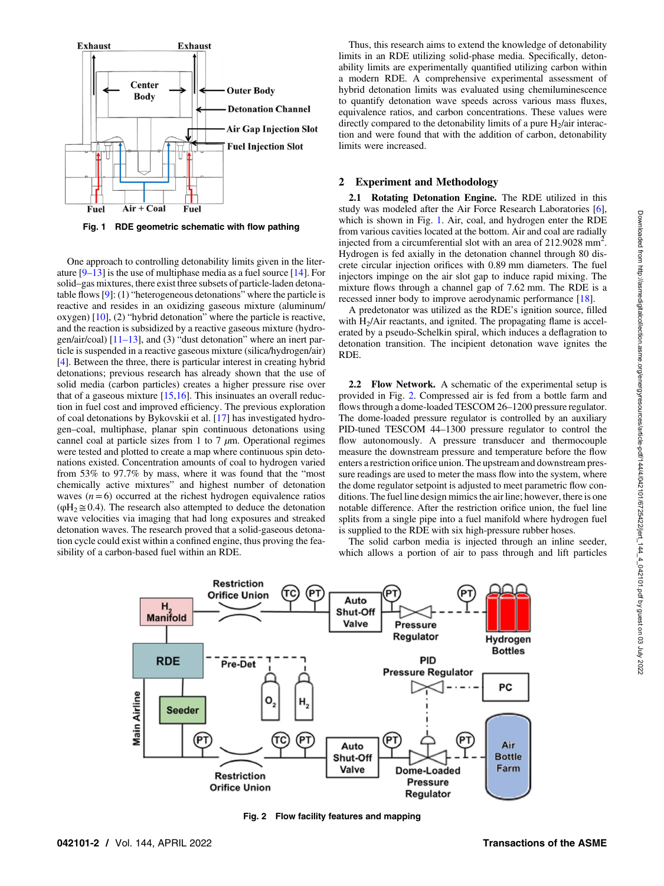Fig. 1 RDE geometric schematic with flow pathing

One approach to controlling detonability limits given in the literature [9–13] is the use of multiphase media as a fuel source [14]. For solid–gas mixtures, there exist three subsets of particle-laden detonatable flows [9]: (1) "heterogeneous detonations" where the particle is reactive and resides in an oxidizing gaseous mixture (aluminum/oxygen) [10], (2) "hybrid detonation" where the particle is reactive, and the reaction is subsidized by a reactive gaseous mixture (hydrogen/air/coal) [11–13], and (3) "dust detonation" where an inert particle is suspended in a reactive gaseous mixture (silica/hydrogen/air) [4]. Between the three, there is particular interest in creating hybrid detonations; previous research has already shown that the use of solid media (carbon particles) creates a higher pressure rise over that of a gaseous mixture [15,16]. This insinuates an overall reduction in fuel cost and improved efficiency. The previous exploration of coal detonations by Bykovskii et al. [17] has investigated hydrogen–coal, multiphase, planar spin continuous detonations using canned coal at particle sizes from 1 to 7 $\mu$m. Operational regimes were tested and plotted to create a map where continuous spin detonations existed. Concentration amounts of coal to hydrogen varied from 53% to 97.7% by mass, where it was found that the "most chemically active mixtures" and highest number of detonation waves ($n = 6$) occurred at the richest hydrogen equivalence ratios ($\varphi H_2 \cong 0.4$). The research also attempted to deduce the detonation wave velocities via imaging that had long exposures and streaked detonation waves. The research proved that a solid-gaseous detonation cycle could exist within a confined engine, thus proving the feasibility of a carbon-based fuel within an RDE.

Thus, this research aims to extend the knowledge of detonability limits in an RDE utilizing solid-phase media. Specifically, detonability limits are experimentally quantified utilizing carbon within a modern RDE. A comprehensive experimental assessment of hybrid detonation limits was evaluated using chemiluminescence to quantify detonation wave speeds across various mass fluxes, equivalence ratios, and carbon concentrations. These values were directly compared to the detonability limits of a pure $H_2$/air interaction and were found that with the addition of carbon, detonability limits were increased.

## 2 Experiment and Methodology

**2.1 Rotating Detonation Engine.** The RDE utilized in this study was modeled after the Air Force Research Laboratories [6], which is shown in Fig. 1. Air, coal, and hydrogen enter the RDE from various cavities located at the bottom. Air and coal are radially injected from a circumferential slot with an area of 212.9028 mm$^2$. Hydrogen is fed axially in the detonation channel through 80 discrete circular injection orifices with 0.89 mm diameters. The fuel injectors impinge on the air slot gap to induce rapid mixing. The mixture flows through a channel gap of 7.62 mm. The RDE is a recessed inner body to improve aerodynamic performance [18].

A predetonator was utilized as the RDE's ignition source, filled with $H_2$/Air reactants, and ignited. The propagating flame is accelerated by a pseudo-Schelkin spiral, which induces a deflagration to detonation transition. The incipient detonation wave ignites the RDE.

**2.2 Flow Network.** A schematic of the experimental setup is provided in Fig. 2. Compressed air is fed from a bottle farm and flows through a dome-loaded TESCOM 26–1200 pressure regulator. The dome-loaded pressure regulator is controlled by an auxiliary PID-tuned TESCOM 44–1300 pressure regulator to control the flow autonomously. A pressure transducer and thermocouple measure the downstream pressure and temperature before the flow enters a restriction orifice union. The upstream and downstream pressure readings are used to meter the mass flow into the system, where the dome regulator setpoint is adjusted to meet parametric flow conditions. The fuel line design mimics the air line; however, there is one notable difference. After the restriction orifice union, the fuel line splits from a single pipe into a fuel manifold where hydrogen fuel is supplied to the RDE with six high-pressure rubber hoses.

The solid carbon media is injected through an inline seeder, which allows a portion of air to pass through and lift particles

Fig. 2 Flow facility features and mapping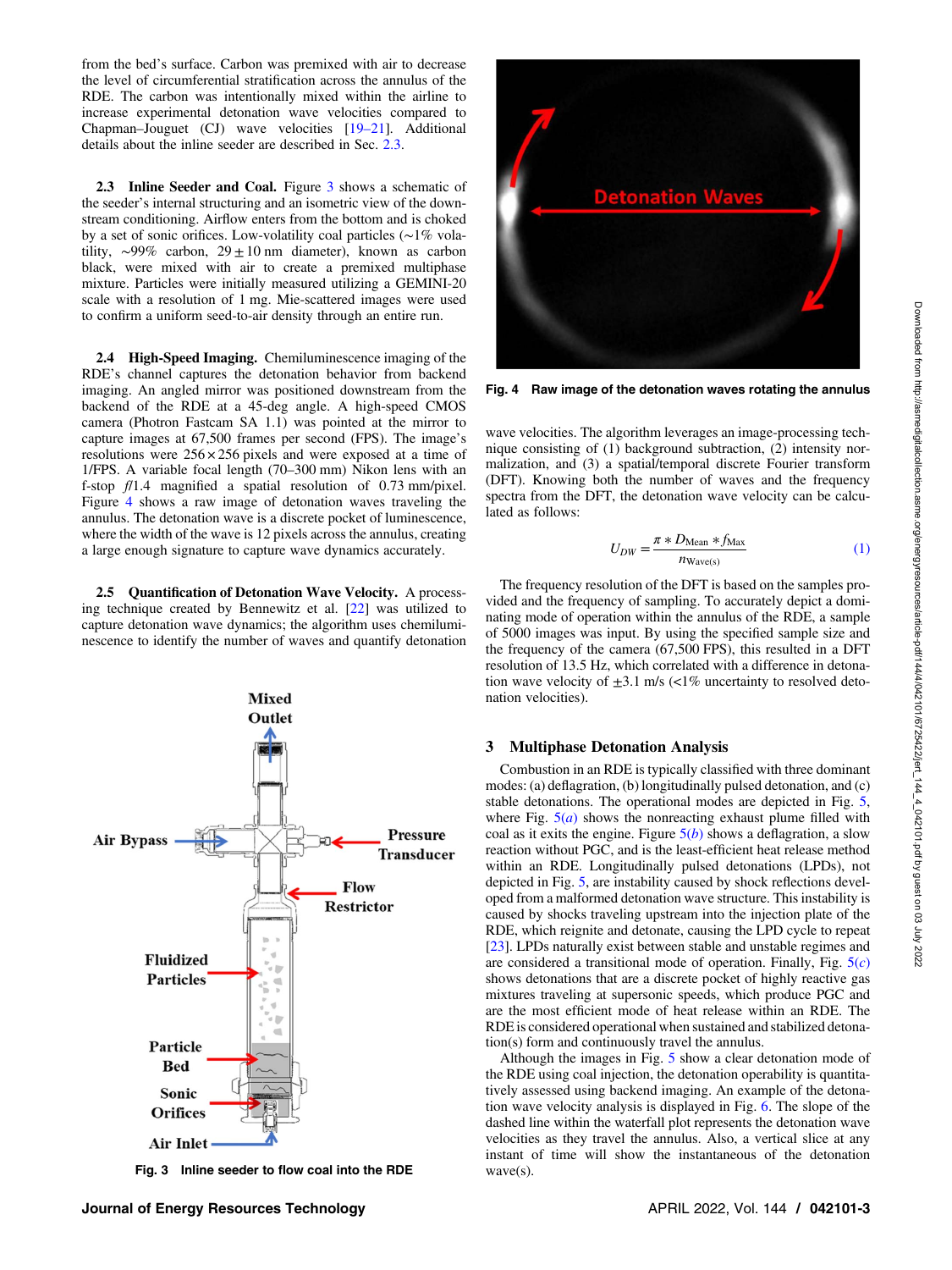from the bed's surface. Carbon was premixed with air to decrease the level of circumferential stratification across the annulus of the RDE. The carbon was intentionally mixed within the airline to increase experimental detonation wave velocities compared to Chapman–Jouguet (CJ) wave velocities [19–21]. Additional details about the inline seeder are described in Sec. 2.3.

**2.3 Inline Seeder and Coal.** Figure 3 shows a schematic of the seeder's internal structuring and an isometric view of the downstream conditioning. Airflow enters from the bottom and is choked by a set of sonic orifices. Low-volatility coal particles (∼1% volatility, ∼99% carbon, 29 ± 10 nm diameter), known as carbon black, were mixed with air to create a premixed multiphase mixture. Particles were initially measured utilizing a GEMINI-20 scale with a resolution of 1 mg. Mie-scattered images were used to confirm a uniform seed-to-air density through an entire run.

**2.4 High-Speed Imaging.** Chemiluminescence imaging of the RDE's channel captures the detonation behavior from backend imaging. An angled mirror was positioned downstream from the backend of the RDE at a 45-deg angle. A high-speed CMOS camera (Photron Fastcam SA 1.1) was pointed at the mirror to capture images at 67,500 frames per second (FPS). The image's resolutions were 256 × 256 pixels and were exposed at a time of 1/FPS. A variable focal length (70–300 mm) Nikon lens with an f-stop *f*/1.4 magnified a spatial resolution of 0.73 mm/pixel. Figure 4 shows a raw image of detonation waves traveling the annulus. The detonation wave is a discrete pocket of luminescence, where the width of the wave is 12 pixels across the annulus, creating a large enough signature to capture wave dynamics accurately.

**2.5 Quantification of Detonation Wave Velocity.** A processing technique created by Bennewitz et al. [22] was utilized to capture detonation wave dynamics; the algorithm uses chemiluminescence to identify the number of waves and quantify detonation wave velocities. The algorithm leverages an image-processing technique consisting of (1) background subtraction, (2) intensity normalization, and (3) a spatial/temporal discrete Fourier transform (DFT). Knowing both the number of waves and the frequency spectra from the DFT, the detonation wave velocity can be calculated as follows:

$$U_{DW} = \frac{\pi * D_{\text{Mean}} * f_{\text{Max}}}{n_{\text{Wave(s)}}} \tag{1}$$

The frequency resolution of the DFT is based on the samples provided and the frequency of sampling. To accurately depict a dominating mode of operation within the annulus of the RDE, a sample of 5000 images was input. By using the specified sample size and the frequency of the camera (67,500 FPS), this resulted in a DFT resolution of 13.5 Hz, which correlated with a difference in detonation wave velocity of ±3.1 m/s (<1% uncertainty to resolved detonation velocities).

Fig. 3 Inline seeder to flow coal into the RDE

Fig. 4 Raw image of the detonation waves rotating the annulus

## 3 Multiphase Detonation Analysis

Combustion in an RDE is typically classified with three dominant modes: (a) deflagration, (b) longitudinally pulsed detonation, and (c) stable detonations. The operational modes are depicted in Fig. 5, where Fig. 5(*a*) shows the nonreacting exhaust plume filled with coal as it exits the engine. Figure 5(*b*) shows a deflagration, a slow reaction without PGC, and is the least-efficient heat release method within an RDE. Longitudinally pulsed detonations (LPDs), not depicted in Fig. 5, are instability caused by shock reflections developed from a malformed detonation wave structure. This instability is caused by shocks traveling upstream into the injection plate of the RDE, which reignite and detonate, causing the LPD cycle to repeat [23]. LPDs naturally exist between stable and unstable regimes and are considered a transitional mode of operation. Finally, Fig. 5(*c*) shows detonations that are a discrete pocket of highly reactive gas mixtures traveling at supersonic speeds, which produce PGC and are the most efficient mode of heat release within an RDE. The RDE is considered operational when sustained and stabilized detonation(s) form and continuously travel the annulus.

Although the images in Fig. 5 show a clear detonation mode of the RDE using coal injection, the detonation operability is quantitatively assessed using backend imaging. An example of the detonation wave velocity analysis is displayed in Fig. 6. The slope of the dashed line within the waterfall plot represents the detonation wave velocities as they travel the annulus. Also, a vertical slice at any instant of time will show the instantaneous of the detonation wave(s).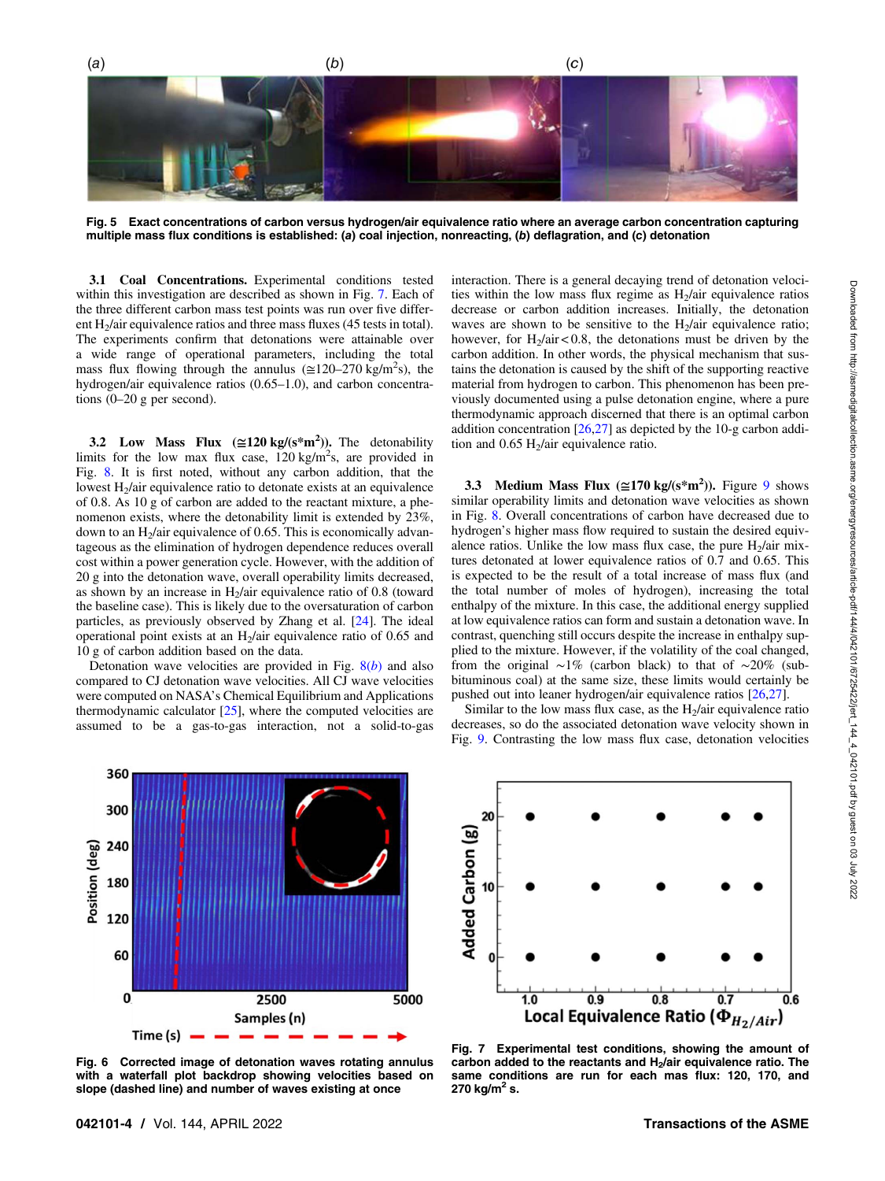Fig. 5 Exact concentrations of carbon versus hydrogen/air equivalence ratio where an average carbon concentration capturing multiple mass flux conditions is established: (a) coal injection, nonreacting, (b) deflagration, and (c) detonation

**3.1 Coal Concentrations.** Experimental conditions tested within this investigation are described as shown in Fig. 7. Each of the three different carbon mass test points was run over five different $H_2$/air equivalence ratios and three mass fluxes (45 tests in total). The experiments confirm that detonations were attainable over a wide range of operational parameters, including the total mass flux flowing through the annulus ($\cong$120–270 kg/m$^2$s), the hydrogen/air equivalence ratios (0.65–1.0), and carbon concentrations (0–20 g per second).

**3.2 Low Mass Flux ($\cong$120 kg/(s*m$^2$)).** The detonability limits for the low max flux case, 120 kg/m$^2$s, are provided in Fig. 8. It is first noted, without any carbon addition, that the lowest $H_2$/air equivalence ratio to detonate exists at an equivalence of 0.8. As 10 g of carbon are added to the reactant mixture, a phenomenon exists, where the detonability limit is extended by 23%, down to an $H_2$/air equivalence of 0.65. This is economically advantageous as the elimination of hydrogen dependence reduces overall cost within a power generation cycle. However, with the addition of 20 g into the detonation wave, overall operability limits decreased, as shown by an increase in $H_2$/air equivalence ratio of 0.8 (toward the baseline case). This is likely due to the oversaturation of carbon particles, as previously observed by Zhang et al. [24]. The ideal operational point exists at an $H_2$/air equivalence ratio of 0.65 and 10 g of carbon addition based on the data.

Detonation wave velocities are provided in Fig. 8(*b*) and also compared to CJ detonation wave velocities. All CJ wave velocities were computed on NASA's Chemical Equilibrium and Applications thermodynamic calculator [25], where the computed velocities are assumed to be a gas-to-gas interaction, not a solid-to-gas interaction. There is a general decaying trend of detonation velocities within the low mass flux regime as $H_2$/air equivalence ratios decrease or carbon addition increases. Initially, the detonation waves are shown to be sensitive to the $H_2$/air equivalence ratio; however, for $H_2$/air < 0.8, the detonations must be driven by the carbon addition. In other words, the physical mechanism that sustains the detonation is caused by the shift of the supporting reactive material from hydrogen to carbon. This phenomenon has been previously documented using a pulse detonation engine, where a pure thermodynamic approach discerned that there is an optimal carbon addition concentration [26,27] as depicted by the 10-g carbon addition and 0.65 $H_2$/air equivalence ratio.

**3.3 Medium Mass Flux ($\cong$170 kg/(s*m$^2$)).** Figure 9 shows similar operability limits and detonation wave velocities as shown in Fig. 8. Overall concentrations of carbon have decreased due to hydrogen's higher mass flow required to sustain the desired equivalence ratios. Unlike the low mass flux case, the pure $H_2$/air mixtures detonated at lower equivalence ratios of 0.7 and 0.65. This is expected to be the result of a total increase of mass flux (and the total number of moles of hydrogen), increasing the total enthalpy of the mixture. In this case, the additional energy supplied at low equivalence ratios can form and sustain a detonation wave. In contrast, quenching still occurs despite the increase in enthalpy supplied to the mixture. However, if the volatility of the coal changed, from the original ~1% (carbon black) to that of ~20% (sub-bituminous coal) at the same size, these limits would certainly be pushed out into leaner hydrogen/air equivalence ratios [26,27].

Similar to the low mass flux case, as the $H_2$/air equivalence ratio decreases, so do the associated detonation wave velocity shown in Fig. 9. Contrasting the low mass flux case, detonation velocities

Fig. 6 Corrected image of detonation waves rotating annulus with a waterfall plot backdrop showing velocities based on slope (dashed line) and number of waves existing at once

Fig. 7 Experimental test conditions, showing the amount of carbon added to the reactants and $H_2$/air equivalence ratio. The same conditions are run for each mas flux: 120, 170, and 270 kg/m$^2$ s.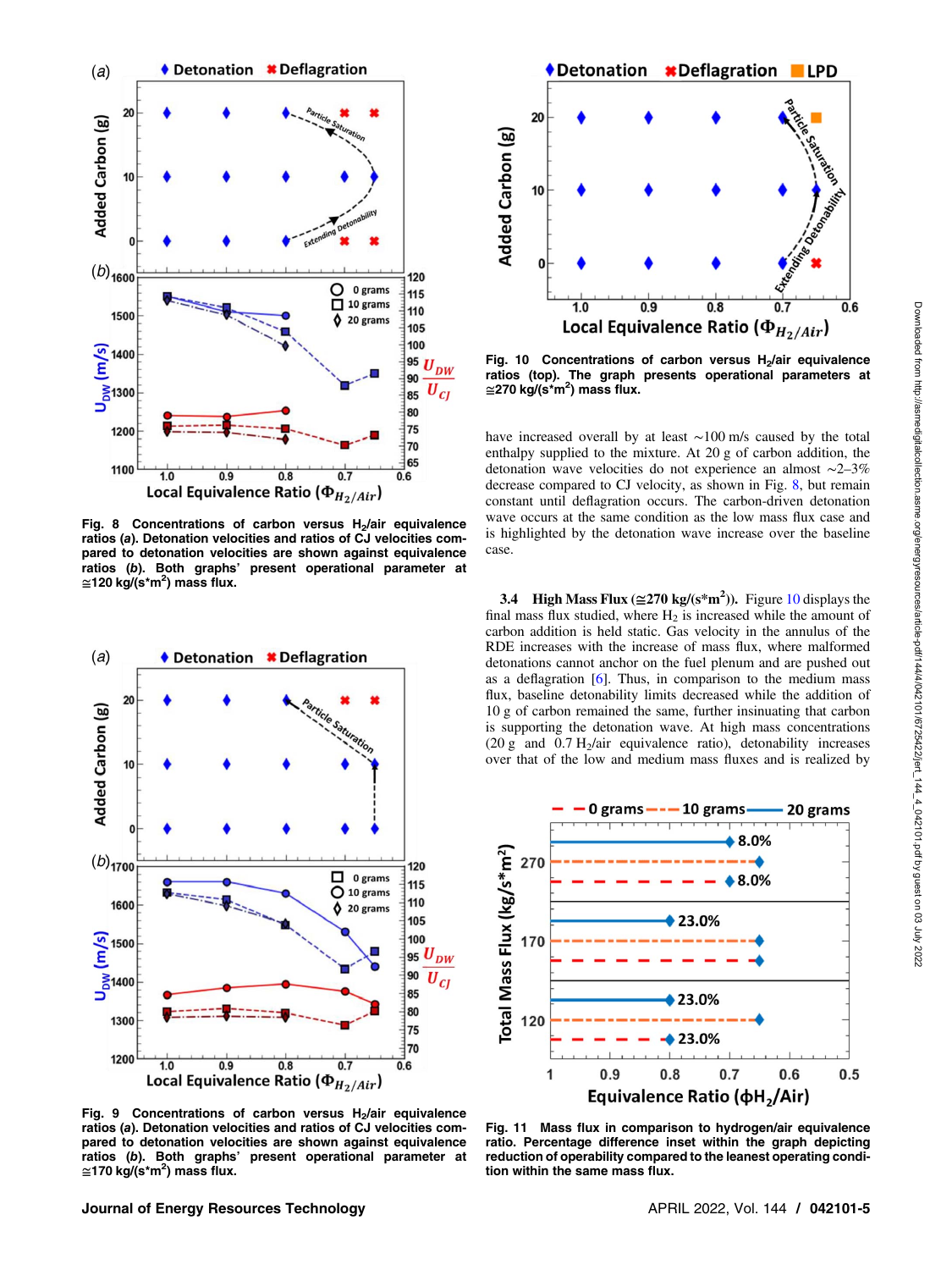Fig. 8 Concentrations of carbon versus $H_2$/air equivalence ratios (*a*). Detonation velocities and ratios of CJ velocities compared to detonation velocities are shown against equivalence ratios (*b*). Both graphs' present operational parameter at ≅120 kg/(s*m$^2$) mass flux.

Fig. 9 Concentrations of carbon versus $H_2$/air equivalence ratios (*a*). Detonation velocities and ratios of CJ velocities compared to detonation velocities are shown against equivalence ratios (*b*). Both graphs' present operational parameter at ≅170 kg/(s*m$^2$) mass flux.

Fig. 10 Concentrations of carbon versus $H_2$/air equivalence ratios (top). The graph presents operational parameters at ≅270 kg/(s*m$^2$) mass flux.

have increased overall by at least ~100 m/s caused by the total enthalpy supplied to the mixture. At 20 g of carbon addition, the detonation wave velocities do not experience an almost ~2–3% decrease compared to CJ velocity, as shown in Fig. 8, but remain constant until deflagration occurs. The carbon-driven detonation wave occurs at the same condition as the low mass flux case and is highlighted by the detonation wave increase over the baseline case.

### 3.4 High Mass Flux (≅270 kg/(s*m$^2$)).

Figure 10 displays the final mass flux studied, where $H_2$ is increased while the amount of carbon addition is held static. Gas velocity in the annulus of the RDE increases with the increase of mass flux, where malformed detonations cannot anchor on the fuel plenum and are pushed out as a deflagration [6]. Thus, in comparison to the medium mass flux, baseline detonability limits decreased while the addition of 10 g of carbon remained the same, further insinuating that carbon is supporting the detonation wave. At high mass concentrations (20 g and 0.7 $H_2$/air equivalence ratio), detonability increases over that of the low and medium mass fluxes and is realized by

Fig. 11 Mass flux in comparison to hydrogen/air equivalence ratio. Percentage difference inset within the graph depicting reduction of operability compared to the leanest operating condition within the same mass flux.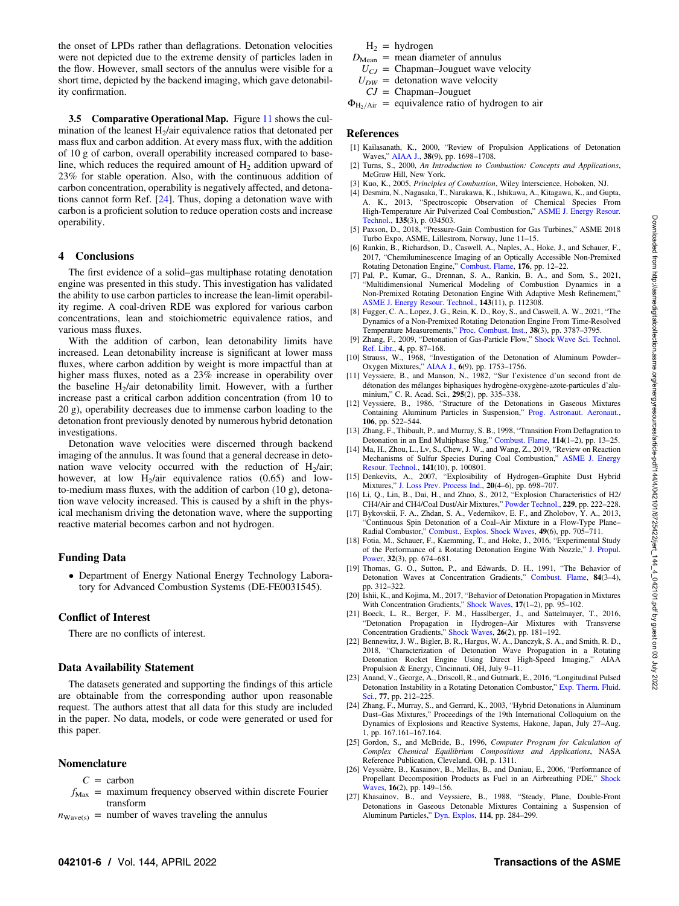the onset of LPDs rather than deflagrations. Detonation velocities were not depicted due to the extreme density of particles laden in the flow. However, small sectors of the annulus were visible for a short time, depicted by the backend imaging, which gave detonability confirmation.

**3.5 Comparative Operational Map.** Figure 11 shows the culmination of the leanest $H_2$/air equivalence ratios that detonated per mass flux and carbon addition. At every mass flux, with the addition of 10 g of carbon, overall operability increased compared to baseline, which reduces the required amount of $H_2$ addition upward of 23% for stable operation. Also, with the continuous addition of carbon concentration, operability is negatively affected, and detonations cannot form Ref. [24]. Thus, doping a detonation wave with carbon is a proficient solution to reduce operation costs and increase operability.

## 4 Conclusions

The first evidence of a solid–gas multiphase rotating denotation engine was presented in this study. This investigation has validated the ability to use carbon particles to increase the lean-limit operability regime. A coal-driven RDE was explored for various carbon concentrations, lean and stoichiometric equivalence ratios, and various mass fluxes.

With the addition of carbon, lean detonability limits have increased. Lean detonability increase is significant at lower mass fluxes, where carbon addition by weight is more impactful than at higher mass fluxes, noted as a 23% increase in operability over the baseline $H_2$/air detonability limit. However, with a further increase past a critical carbon addition concentration (from 10 to 20 g), operability decreases due to immense carbon loading to the detonation front previously denoted by numerous hybrid detonation investigations.

Detonation wave velocities were discerned through backend imaging of the annulus. It was found that a general decrease in detonation wave velocity occurred with the reduction of $H_2$/air; however, at low $H_2$/air equivalence ratios (0.65) and low-to-medium mass fluxes, with the addition of carbon (10 g), detonation wave velocity increased. This is caused by a shift in the physical mechanism driving the detonation wave, where the supporting reactive material becomes carbon and not hydrogen.

## Funding Data

- Department of Energy National Energy Technology Laboratory for Advanced Combustion Systems (DE-FE0031545).

## Conflict of Interest

There are no conflicts of interest.

## Data Availability Statement

The datasets generated and supporting the findings of this article are obtainable from the corresponding author upon reasonable request. The authors attest that all data for this study are included in the paper. No data, models, or code were generated or used for this paper.

## Nomenclature

- $C$ = carbon
- $f_{\text{Max}}$ = maximum frequency observed within discrete Fourier transform
- $n_{\text{Wave(s)}}$ = number of waves traveling the annulus
- $H_2$ = hydrogen
- $D_{\text{Mean}}$ = mean diameter of annulus
- $U_{CJ}$ = Chapman–Jouguet wave velocity
- $U_{DW}$ = detonation wave velocity
- $CJ$ = Chapman–Jouguet
- $\Phi_{H_2/\text{Air}}$ = equivalence ratio of hydrogen to air

## References

[1] Kailasanath, K., 2000, "Review of Propulsion Applications of Detonation Waves," AIAA J., **38**(9), pp. 1698–1708.

[2] Turns, S., 2000, *An Introduction to Combustion: Concepts and Applications*, McGraw Hill, New York.

[3] Kuo, K., 2005, *Principles of Combustion*, Wiley Interscience, Hoboken, NJ.

[4] Desmira, N., Nagasaka, T., Narukawa, K., Ishikawa, A., Kitagawa, K., and Gupta, A. K., 2013, "Spectroscopic Observation of Chemical Species From High-Temperature Air Pulverized Coal Combustion," ASME J. Energy Resour. Technol., **135**(3), p. 034503.

[5] Paxson, D., 2018, "Pressure-Gain Combustion for Gas Turbines," ASME 2018 Turbo Expo, ASME, Lillestrom, Norway, June 11–15.

[6] Rankin, B., Richardson, D., Caswell, A., Naples, A., Hoke, J., and Schauer, F., 2017, "Chemiluminescence Imaging of an Optically Accessible Non-Premixed Rotating Detonation Engine," Combust. Flame, **176**, pp. 12–22.

[7] Pal, P., Kumar, G., Drennan, S. A., Rankin, B. A., and Som, S., 2021, "Multidimensional Numerical Modeling of Combustion Dynamics in a Non-Premixed Rotating Detonation Engine With Adaptive Mesh Refinement," ASME J. Energy Resour. Technol., **143**(11), p. 112308.

[8] Fugger, C. A., Lopez, J. G., Rein, K. D., Roy, S., and Caswell, A. W., 2021, "The Dynamics of a Non-Premixed Rotating Detonation Engine From Time-Resolved Temperature Measurements," Proc. Combust. Inst., **38**(3), pp. 3787–3795.

[9] Zhang, F., 2009, "Detonation of Gas-Particle Flow," Shock Wave Sci. Technol. Ref. Libr., **4**, pp. 87–168.

[10] Strauss, W., 1968, "Investigation of the Detonation of Aluminum Powder–Oxygen Mixtures," AIAA J., **6**(9), pp. 1753–1756.

[11] Veyssiere, B., and Manson, N., 1982, "Sur l'existence d'un second front de détonation des mélanges biphasiques hydrogène-oxygène-azote-particules d'aluminium," C. R. Acad. Sci., **295**(2), pp. 335–338.

[12] Veyssiere, B., 1986, "Structure of the Detonations in Gaseous Mixtures Containing Aluminum Particles in Suspension," Prog. Astronaut. Aeronaut., **106**, pp. 522–544.

[13] Zhang, F., Thibault, P., and Murray, S. B., 1998, "Transition From Deflagration to Detonation in an End Multiphase Slug," Combust. Flame, **114**(1–2), pp. 13–25.

[14] Ma, H., Zhou, L., Lv, S., Chew, J. W., and Wang, Z., 2019, "Review on Reaction Mechanisms of Sulfur Species During Coal Combustion," ASME J. Energy Resour. Technol., **141**(10), p. 100801.

[15] Denkevits, A., 2007, "Explosibility of Hydrogen–Graphite Dust Hybrid Mixtures," J. Loss Prev. Process Ind., **20**(4–6), pp. 698–707.

[16] Li, Q., Lin, B., Dai, H., and Zhao, S., 2012, "Explosion Characteristics of H2/CH4/Air and CH4/Coal Dust/Air Mixtures," Powder Technol., **229**, pp. 222–228.

[17] Bykovskii, F. A., Zhdan, S. A., Vedernikov, E. F., and Zholobov, Y. A., 2013, "Continuous Spin Detonation of a Coal–Air Mixture in a Flow-Type Plane–Radial Combustor," Combust., Explos. Shock Waves, **49**(6), pp. 705–711.

[18] Fotia, M., Schauer, F., Kaemming, T., and Hoke, J., 2016, "Experimental Study of the Performance of a Rotating Detonation Engine With Nozzle," J. Propul. Power, **32**(3), pp. 674–681.

[19] Thomas, G. O., Sutton, P., and Edwards, D. H., 1991, "The Behavior of Detonation Waves at Concentration Gradients," Combust. Flame, **84**(3–4), pp. 312–322.

[20] Ishii, K., and Kojima, M., 2017, "Behavior of Detonation Propagation in Mixtures With Concentration Gradients," Shock Waves, **17**(1–2), pp. 95–102.

[21] Boeck, L. R., Berger, F. M., Hasslberger, J., and Sattelmayer, T., 2016, "Detonation Propagation in Hydrogen–Air Mixtures with Transverse Concentration Gradients," Shock Waves, **26**(2), pp. 181–192.

[22] Bennewitz, J. W., Bigler, B. R., Hargus, W. A., Danczyk, S. A., and Smith, R. D., 2018, "Characterization of Detonation Wave Propagation in a Rotating Detonation Rocket Engine Using Direct High-Speed Imaging," AIAA Propulsion & Energy, Cincinnati, OH, July 9–11.

[23] Anand, V., George, A., Driscoll, R., and Gutmark, E., 2016, "Longitudinal Pulsed Detonation Instability in a Rotating Detonation Combustor," Exp. Therm. Fluid. Sci., **77**, pp. 212–225.

[24] Zhang, F., Murray, S., and Gerrard, K., 2003, "Hybrid Detonations in Aluminum Dust–Gas Mixtures," Proceedings of the 19th International Colloquium on the Dynamics of Explosions and Reactive Systems, Hakone, Japan, July 27–Aug. 1, pp. 167.161–167.164.

[25] Gordon, S., and McBride, B., 1996, *Computer Program for Calculation of Complex Chemical Equilibrium Compositions and Applications*, NASA Reference Publication, Cleveland, OH, p. 1311.

[26] Veyssière, B., Kasainov, B., Mellas, B., and Daniau, E., 2006, "Performance of Propellant Decomposition Products as Fuel in an Airbreathing PDE," Shock Waves, **16**(2), pp. 149–156.

[27] Khasainov, B., and Veyssiere, B., 1988, "Steady, Plane, Double-Front Detonations in Gaseous Detonable Mixtures Containing a Suspension of Aluminum Particles," Dyn. Explos, **114**, pp. 284–299.